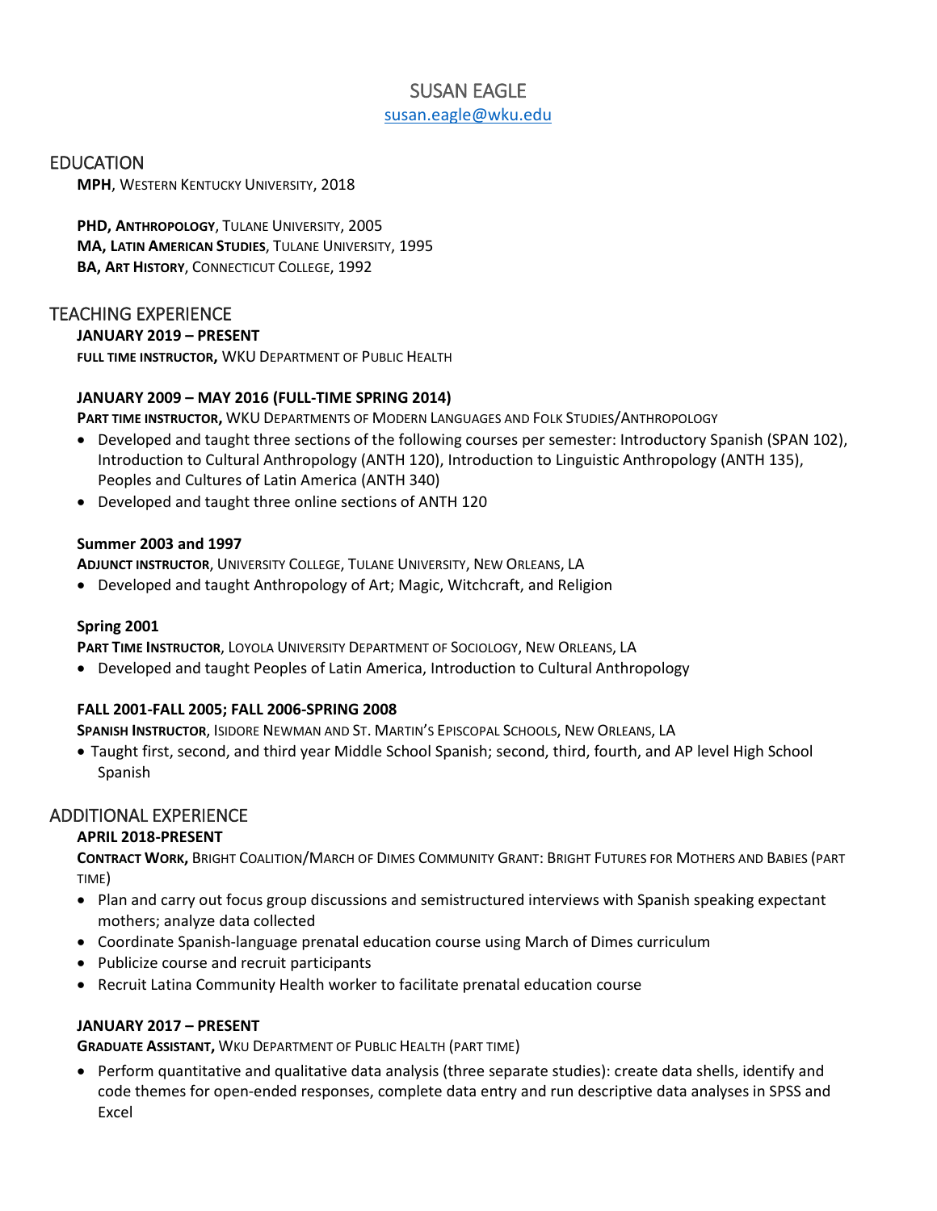# SUSAN EAGLE

susan.eagle@wku.edu

## EDUCATION

**MPH**, Western Kentucky University, 2018

**PHD, Anthropology**, Tulane University, 2005
**MA, Latin American Studies**, Tulane University, 1995
**BA, Art History**, Connecticut College, 1992

## TEACHING EXPERIENCE

**JANUARY 2019 – PRESENT**
**FULL TIME INSTRUCTOR,** WKU Department of Public Health

**JANUARY 2009 – MAY 2016 (FULL-TIME SPRING 2014)**
**Part time instructor,** WKU Departments of Modern Languages and Folk Studies/Anthropology

- Developed and taught three sections of the following courses per semester: Introductory Spanish (SPAN 102), Introduction to Cultural Anthropology (ANTH 120), Introduction to Linguistic Anthropology (ANTH 135), Peoples and Cultures of Latin America (ANTH 340)
- Developed and taught three online sections of ANTH 120

**Summer 2003 and 1997**
**Adjunct instructor**, University College, Tulane University, New Orleans, LA

- Developed and taught Anthropology of Art; Magic, Witchcraft, and Religion

**Spring 2001**
**Part Time Instructor**, Loyola University Department of Sociology, New Orleans, LA

- Developed and taught Peoples of Latin America, Introduction to Cultural Anthropology

**FALL 2001-FALL 2005; FALL 2006-SPRING 2008**
**Spanish Instructor**, Isidore Newman and St. Martin's Episcopal Schools, New Orleans, LA

- Taught first, second, and third year Middle School Spanish; second, third, fourth, and AP level High School Spanish

## ADDITIONAL EXPERIENCE

**APRIL 2018-PRESENT**
**Contract Work,** Bright Coalition/March of Dimes Community Grant: Bright Futures for Mothers and Babies (part time)

- Plan and carry out focus group discussions and semistructured interviews with Spanish speaking expectant mothers; analyze data collected
- Coordinate Spanish-language prenatal education course using March of Dimes curriculum
- Publicize course and recruit participants
- Recruit Latina Community Health worker to facilitate prenatal education course

**JANUARY 2017 – PRESENT**
**Graduate Assistant,** Wku Department of Public Health (part time)

- Perform quantitative and qualitative data analysis (three separate studies): create data shells, identify and code themes for open-ended responses, complete data entry and run descriptive data analyses in SPSS and Excel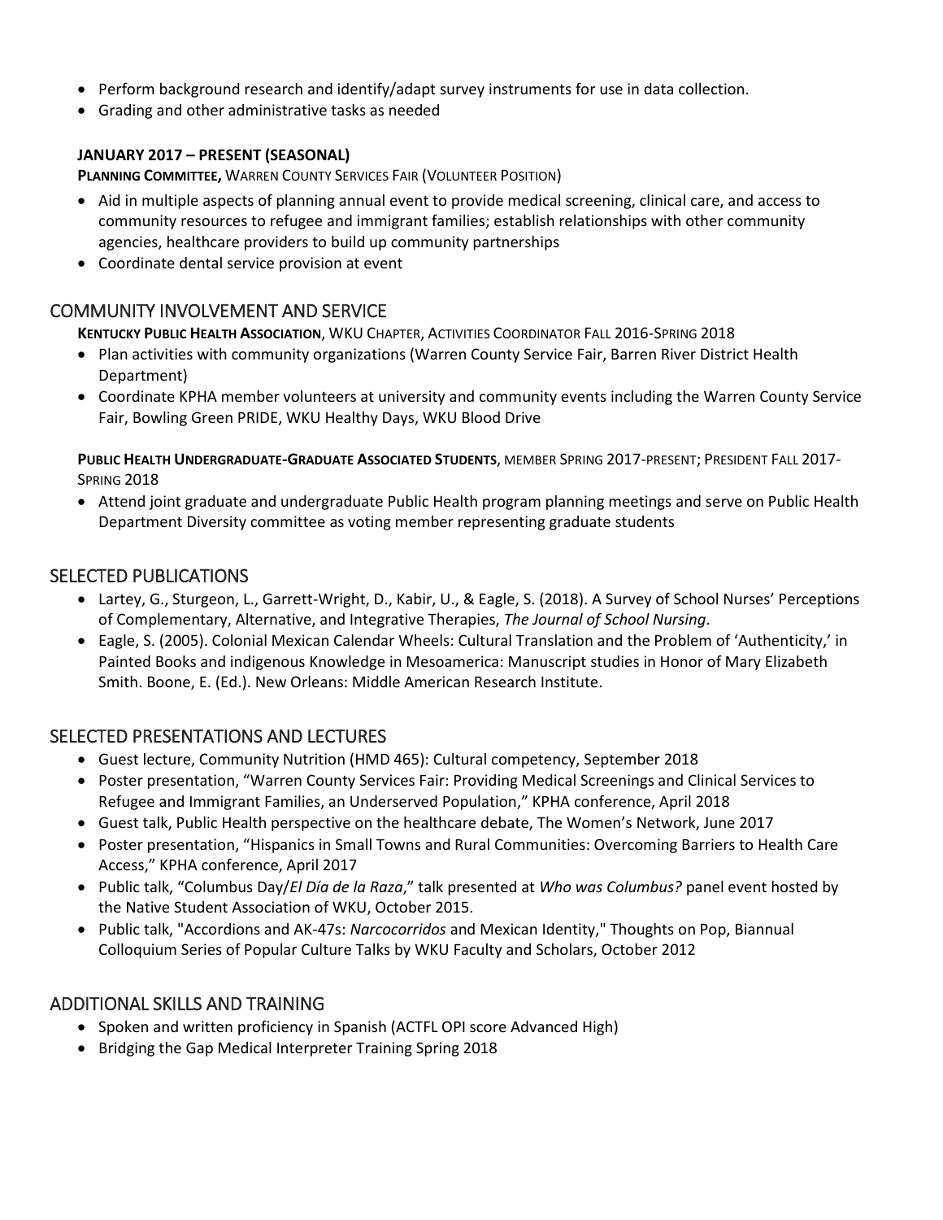- Perform background research and identify/adapt survey instruments for use in data collection.
- Grading and other administrative tasks as needed

**JANUARY 2017 – PRESENT (SEASONAL)**

**PLANNING COMMITTEE,** WARREN COUNTY SERVICES FAIR (VOLUNTEER POSITION)

- Aid in multiple aspects of planning annual event to provide medical screening, clinical care, and access to community resources to refugee and immigrant families; establish relationships with other community agencies, healthcare providers to build up community partnerships
- Coordinate dental service provision at event

## COMMUNITY INVOLVEMENT AND SERVICE

**KENTUCKY PUBLIC HEALTH ASSOCIATION**, WKU CHAPTER, ACTIVITIES COORDINATOR FALL 2016-SPRING 2018

- Plan activities with community organizations (Warren County Service Fair, Barren River District Health Department)
- Coordinate KPHA member volunteers at university and community events including the Warren County Service Fair, Bowling Green PRIDE, WKU Healthy Days, WKU Blood Drive

**PUBLIC HEALTH UNDERGRADUATE-GRADUATE ASSOCIATED STUDENTS**, MEMBER SPRING 2017-PRESENT; PRESIDENT FALL 2017-SPRING 2018

- Attend joint graduate and undergraduate Public Health program planning meetings and serve on Public Health Department Diversity committee as voting member representing graduate students

## SELECTED PUBLICATIONS

- Lartey, G., Sturgeon, L., Garrett-Wright, D., Kabir, U., & Eagle, S. (2018). A Survey of School Nurses' Perceptions of Complementary, Alternative, and Integrative Therapies, *The Journal of School Nursing*.
- Eagle, S. (2005). Colonial Mexican Calendar Wheels: Cultural Translation and the Problem of 'Authenticity,' in Painted Books and indigenous Knowledge in Mesoamerica: Manuscript studies in Honor of Mary Elizabeth Smith. Boone, E. (Ed.). New Orleans: Middle American Research Institute.

## SELECTED PRESENTATIONS AND LECTURES

- Guest lecture, Community Nutrition (HMD 465): Cultural competency, September 2018
- Poster presentation, "Warren County Services Fair: Providing Medical Screenings and Clinical Services to Refugee and Immigrant Families, an Underserved Population," KPHA conference, April 2018
- Guest talk, Public Health perspective on the healthcare debate, The Women's Network, June 2017
- Poster presentation, "Hispanics in Small Towns and Rural Communities: Overcoming Barriers to Health Care Access," KPHA conference, April 2017
- Public talk, "Columbus Day/*El Día de la Raza*," talk presented at *Who was Columbus?* panel event hosted by the Native Student Association of WKU, October 2015.
- Public talk, "Accordions and AK-47s: *Narcocorridos* and Mexican Identity," Thoughts on Pop, Biannual Colloquium Series of Popular Culture Talks by WKU Faculty and Scholars, October 2012

## ADDITIONAL SKILLS AND TRAINING

- Spoken and written proficiency in Spanish (ACTFL OPI score Advanced High)
- Bridging the Gap Medical Interpreter Training Spring 2018